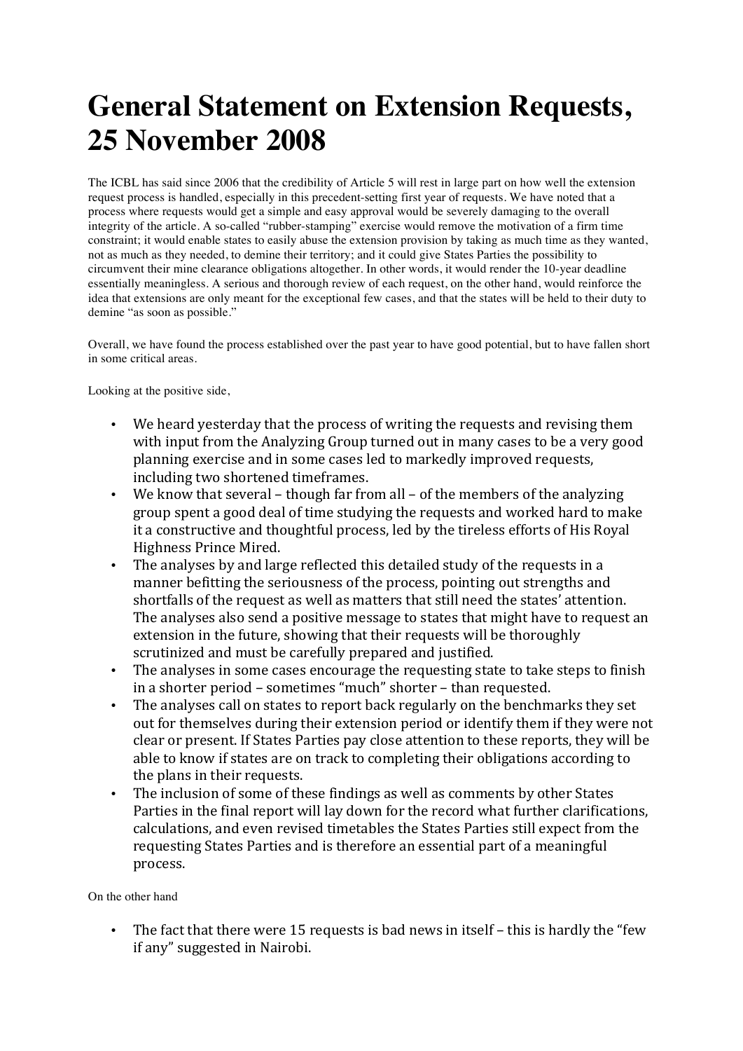# General Statement on Extension Requests, 25 November 2008

The ICBL has said since 2006 that the credibility of Article 5 will rest in large part on how well the extension request process is handled, especially in this precedent-setting first year of requests. We have noted that a process where requests would get a simple and easy approval would be severely damaging to the overall integrity of the article. A so-called "rubber-stamping" exercise would remove the motivation of a firm time constraint; it would enable states to easily abuse the extension provision by taking as much time as they wanted, not as much as they needed, to demine their territory; and it could give States Parties the possibility to circumvent their mine clearance obligations altogether. In other words, it would render the 10-year deadline essentially meaningless. A serious and thorough review of each request, on the other hand, would reinforce the idea that extensions are only meant for the exceptional few cases, and that the states will be held to their duty to demine "as soon as possible."

Overall, we have found the process established over the past year to have good potential, but to have fallen short in some critical areas.

Looking at the positive side,

- We heard yesterday that the process of writing the requests and revising them with input from the Analyzing Group turned out in many cases to be a very good planning exercise and in some cases led to markedly improved requests, including two shortened timeframes.
- We know that several – though far from all – of the members of the analyzing group spent a good deal of time studying the requests and worked hard to make it a constructive and thoughtful process, led by the tireless efforts of His Royal Highness Prince Mired.
- The analyses by and large reflected this detailed study of the requests in a manner befitting the seriousness of the process, pointing out strengths and shortfalls of the request as well as matters that still need the states' attention. The analyses also send a positive message to states that might have to request an extension in the future, showing that their requests will be thoroughly scrutinized and must be carefully prepared and justified.
- The analyses in some cases encourage the requesting state to take steps to finish in a shorter period – sometimes "much" shorter – than requested.
- The analyses call on states to report back regularly on the benchmarks they set out for themselves during their extension period or identify them if they were not clear or present. If States Parties pay close attention to these reports, they will be able to know if states are on track to completing their obligations according to the plans in their requests.
- The inclusion of some of these findings as well as comments by other States Parties in the final report will lay down for the record what further clarifications, calculations, and even revised timetables the States Parties still expect from the requesting States Parties and is therefore an essential part of a meaningful process.

On the other hand

- The fact that there were 15 requests is bad news in itself – this is hardly the "few if any" suggested in Nairobi.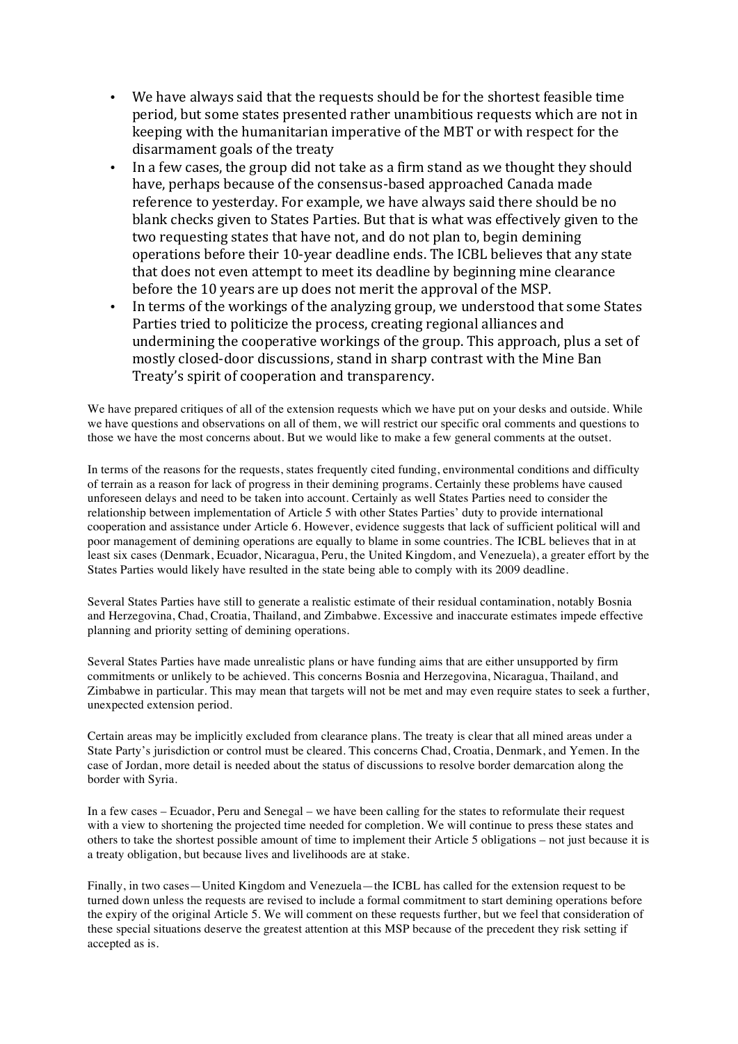- We have always said that the requests should be for the shortest feasible time period, but some states presented rather unambitious requests which are not in keeping with the humanitarian imperative of the MBT or with respect for the disarmament goals of the treaty
- In a few cases, the group did not take as a firm stand as we thought they should have, perhaps because of the consensus-based approached Canada made reference to yesterday. For example, we have always said there should be no blank checks given to States Parties. But that is what was effectively given to the two requesting states that have not, and do not plan to, begin demining operations before their 10-year deadline ends. The ICBL believes that any state that does not even attempt to meet its deadline by beginning mine clearance before the 10 years are up does not merit the approval of the MSP.
- In terms of the workings of the analyzing group, we understood that some States Parties tried to politicize the process, creating regional alliances and undermining the cooperative workings of the group. This approach, plus a set of mostly closed-door discussions, stand in sharp contrast with the Mine Ban Treaty's spirit of cooperation and transparency.

We have prepared critiques of all of the extension requests which we have put on your desks and outside. While we have questions and observations on all of them, we will restrict our specific oral comments and questions to those we have the most concerns about. But we would like to make a few general comments at the outset.

In terms of the reasons for the requests, states frequently cited funding, environmental conditions and difficulty of terrain as a reason for lack of progress in their demining programs. Certainly these problems have caused unforeseen delays and need to be taken into account. Certainly as well States Parties need to consider the relationship between implementation of Article 5 with other States Parties' duty to provide international cooperation and assistance under Article 6. However, evidence suggests that lack of sufficient political will and poor management of demining operations are equally to blame in some countries. The ICBL believes that in at least six cases (Denmark, Ecuador, Nicaragua, Peru, the United Kingdom, and Venezuela), a greater effort by the States Parties would likely have resulted in the state being able to comply with its 2009 deadline.

Several States Parties have still to generate a realistic estimate of their residual contamination, notably Bosnia and Herzegovina, Chad, Croatia, Thailand, and Zimbabwe. Excessive and inaccurate estimates impede effective planning and priority setting of demining operations.

Several States Parties have made unrealistic plans or have funding aims that are either unsupported by firm commitments or unlikely to be achieved. This concerns Bosnia and Herzegovina, Nicaragua, Thailand, and Zimbabwe in particular. This may mean that targets will not be met and may even require states to seek a further, unexpected extension period.

Certain areas may be implicitly excluded from clearance plans. The treaty is clear that all mined areas under a State Party's jurisdiction or control must be cleared. This concerns Chad, Croatia, Denmark, and Yemen. In the case of Jordan, more detail is needed about the status of discussions to resolve border demarcation along the border with Syria.

In a few cases – Ecuador, Peru and Senegal – we have been calling for the states to reformulate their request with a view to shortening the projected time needed for completion. We will continue to press these states and others to take the shortest possible amount of time to implement their Article 5 obligations – not just because it is a treaty obligation, but because lives and livelihoods are at stake.

Finally, in two cases—United Kingdom and Venezuela—the ICBL has called for the extension request to be turned down unless the requests are revised to include a formal commitment to start demining operations before the expiry of the original Article 5. We will comment on these requests further, but we feel that consideration of these special situations deserve the greatest attention at this MSP because of the precedent they risk setting if accepted as is.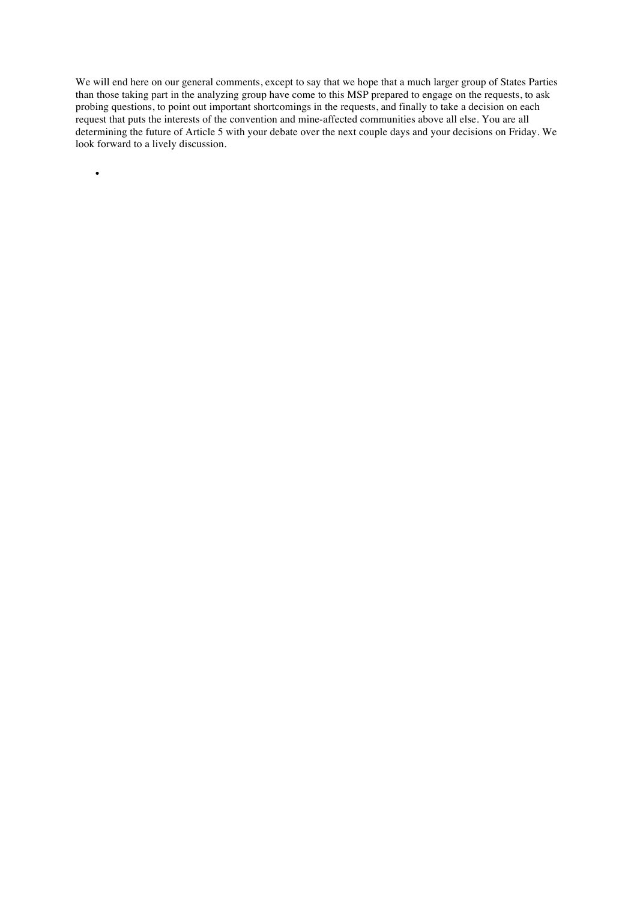We will end here on our general comments, except to say that we hope that a much larger group of States Parties than those taking part in the analyzing group have come to this MSP prepared to engage on the requests, to ask probing questions, to point out important shortcomings in the requests, and finally to take a decision on each request that puts the interests of the convention and mine-affected communities above all else. You are all determining the future of Article 5 with your debate over the next couple days and your decisions on Friday. We look forward to a lively discussion.

-